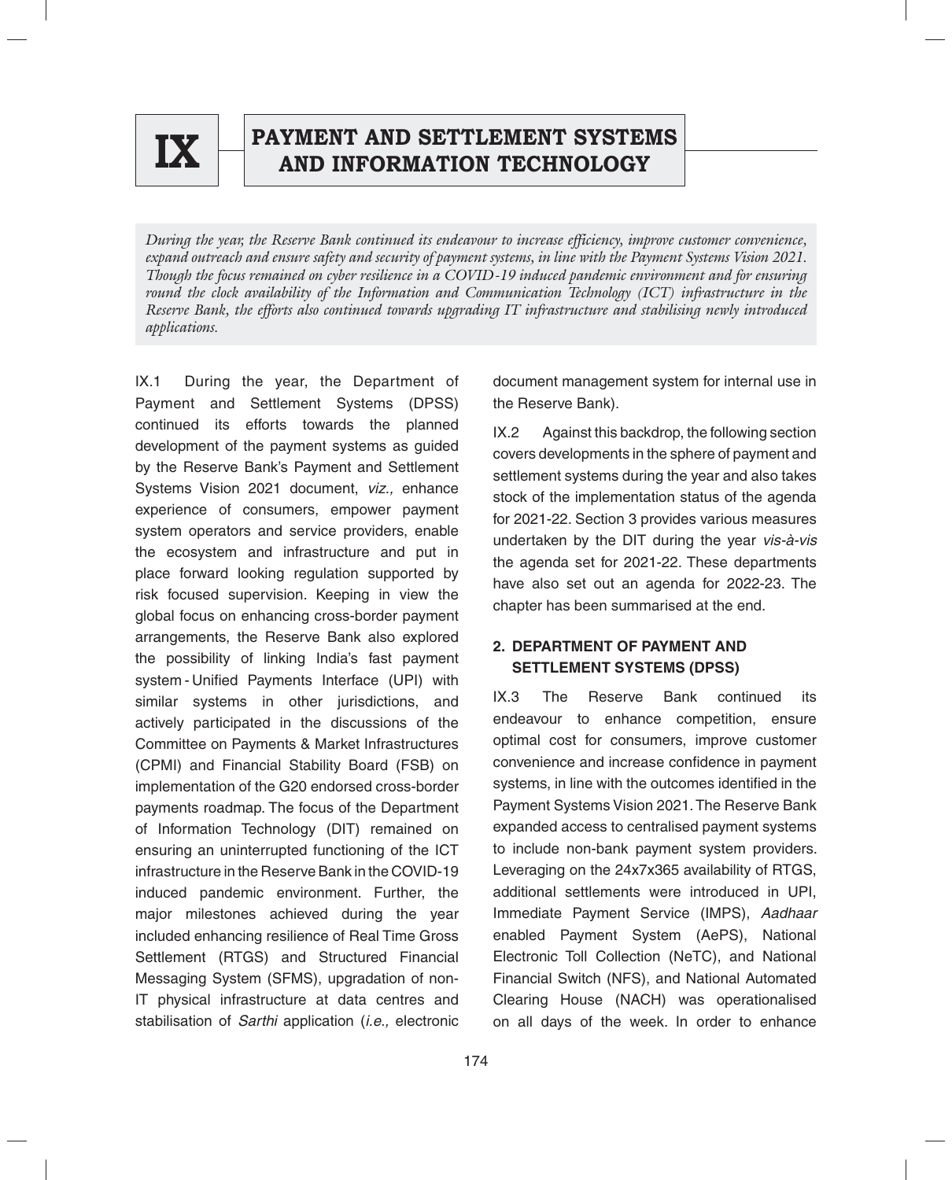# IX PAYMENT AND SETTLEMENT SYSTEMS AND INFORMATION TECHNOLOGY

*During the year, the Reserve Bank continued its endeavour to increase efficiency, improve customer convenience, expand outreach and ensure safety and security of payment systems, in line with the Payment Systems Vision 2021. Though the focus remained on cyber resilience in a COVID-19 induced pandemic environment and for ensuring round the clock availability of the Information and Communication Technology (ICT) infrastructure in the Reserve Bank, the efforts also continued towards upgrading IT infrastructure and stabilising newly introduced applications.*

IX.1 During the year, the Department of Payment and Settlement Systems (DPSS) continued its efforts towards the planned development of the payment systems as guided by the Reserve Bank's Payment and Settlement Systems Vision 2021 document, *viz.,* enhance experience of consumers, empower payment system operators and service providers, enable the ecosystem and infrastructure and put in place forward looking regulation supported by risk focused supervision. Keeping in view the global focus on enhancing cross-border payment arrangements, the Reserve Bank also explored the possibility of linking India's fast payment system - Unified Payments Interface (UPI) with similar systems in other jurisdictions, and actively participated in the discussions of the Committee on Payments & Market Infrastructures (CPMI) and Financial Stability Board (FSB) on implementation of the G20 endorsed cross-border payments roadmap. The focus of the Department of Information Technology (DIT) remained on ensuring an uninterrupted functioning of the ICT infrastructure in the Reserve Bank in the COVID-19 induced pandemic environment. Further, the major milestones achieved during the year included enhancing resilience of Real Time Gross Settlement (RTGS) and Structured Financial Messaging System (SFMS), upgradation of non-IT physical infrastructure at data centres and stabilisation of *Sarthi* application (*i.e.,* electronic document management system for internal use in the Reserve Bank).

IX.2 Against this backdrop, the following section covers developments in the sphere of payment and settlement systems during the year and also takes stock of the implementation status of the agenda for 2021-22. Section 3 provides various measures undertaken by the DIT during the year *vis-à-vis* the agenda set for 2021-22. These departments have also set out an agenda for 2022-23. The chapter has been summarised at the end.

## 2. DEPARTMENT OF PAYMENT AND SETTLEMENT SYSTEMS (DPSS)

IX.3 The Reserve Bank continued its endeavour to enhance competition, ensure optimal cost for consumers, improve customer convenience and increase confidence in payment systems, in line with the outcomes identified in the Payment Systems Vision 2021. The Reserve Bank expanded access to centralised payment systems to include non-bank payment system providers. Leveraging on the 24x7x365 availability of RTGS, additional settlements were introduced in UPI, Immediate Payment Service (IMPS), *Aadhaar* enabled Payment System (AePS), National Electronic Toll Collection (NeTC), and National Financial Switch (NFS), and National Automated Clearing House (NACH) was operationalised on all days of the week. In order to enhance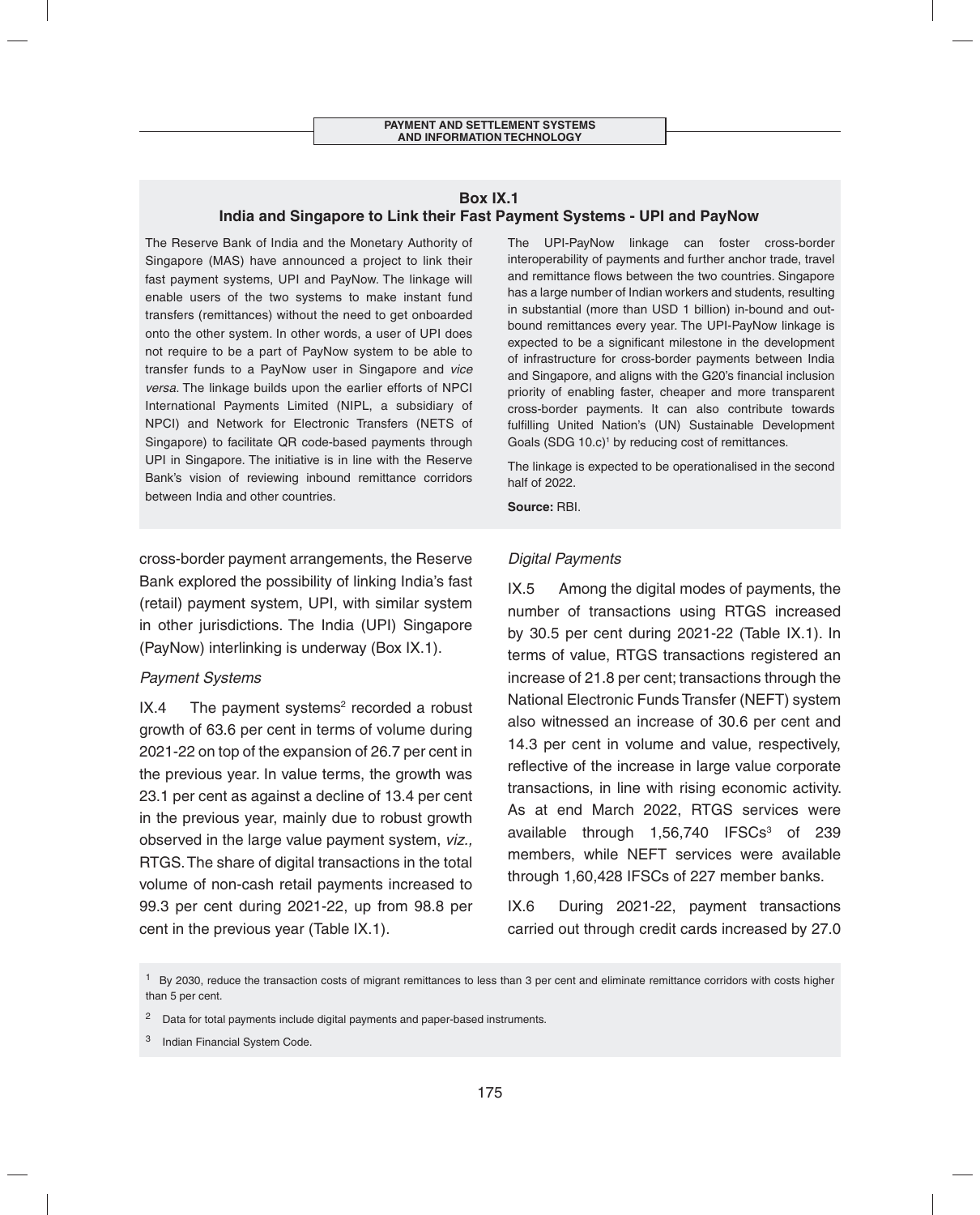**Box IX.1**
**India and Singapore to Link their Fast Payment Systems - UPI and PayNow**

The Reserve Bank of India and the Monetary Authority of Singapore (MAS) have announced a project to link their fast payment systems, UPI and PayNow. The linkage will enable users of the two systems to make instant fund transfers (remittances) without the need to get onboarded onto the other system. In other words, a user of UPI does not require to be a part of PayNow system to be able to transfer funds to a PayNow user in Singapore and *vice versa*. The linkage builds upon the earlier efforts of NPCI International Payments Limited (NIPL, a subsidiary of NPCI) and Network for Electronic Transfers (NETS of Singapore) to facilitate QR code-based payments through UPI in Singapore. The initiative is in line with the Reserve Bank's vision of reviewing inbound remittance corridors between India and other countries.

The UPI-PayNow linkage can foster cross-border interoperability of payments and further anchor trade, travel and remittance flows between the two countries. Singapore has a large number of Indian workers and students, resulting in substantial (more than USD 1 billion) in-bound and out-bound remittances every year. The UPI-PayNow linkage is expected to be a significant milestone in the development of infrastructure for cross-border payments between India and Singapore, and aligns with the G20's financial inclusion priority of enabling faster, cheaper and more transparent cross-border payments. It can also contribute towards fulfilling United Nation's (UN) Sustainable Development Goals (SDG 10.c)[1] by reducing cost of remittances.

The linkage is expected to be operationalised in the second half of 2022.

**Source:** RBI.

cross-border payment arrangements, the Reserve Bank explored the possibility of linking India's fast (retail) payment system, UPI, with similar system in other jurisdictions. The India (UPI) Singapore (PayNow) interlinking is underway (Box IX.1).

*Payment Systems*

IX.4 The payment systems[2] recorded a robust growth of 63.6 per cent in terms of volume during 2021-22 on top of the expansion of 26.7 per cent in the previous year. In value terms, the growth was 23.1 per cent as against a decline of 13.4 per cent in the previous year, mainly due to robust growth observed in the large value payment system, *viz.,* RTGS. The share of digital transactions in the total volume of non-cash retail payments increased to 99.3 per cent during 2021-22, up from 98.8 per cent in the previous year (Table IX.1).

*Digital Payments*

IX.5 Among the digital modes of payments, the number of transactions using RTGS increased by 30.5 per cent during 2021-22 (Table IX.1). In terms of value, RTGS transactions registered an increase of 21.8 per cent; transactions through the National Electronic Funds Transfer (NEFT) system also witnessed an increase of 30.6 per cent and 14.3 per cent in volume and value, respectively, reflective of the increase in large value corporate transactions, in line with rising economic activity. As at end March 2022, RTGS services were available through 1,56,740 IFSCs[3] of 239 members, while NEFT services were available through 1,60,428 IFSCs of 227 member banks.

IX.6 During 2021-22, payment transactions carried out through credit cards increased by 27.0

[1] By 2030, reduce the transaction costs of migrant remittances to less than 3 per cent and eliminate remittance corridors with costs higher than 5 per cent.

[2] Data for total payments include digital payments and paper-based instruments.

[3] Indian Financial System Code.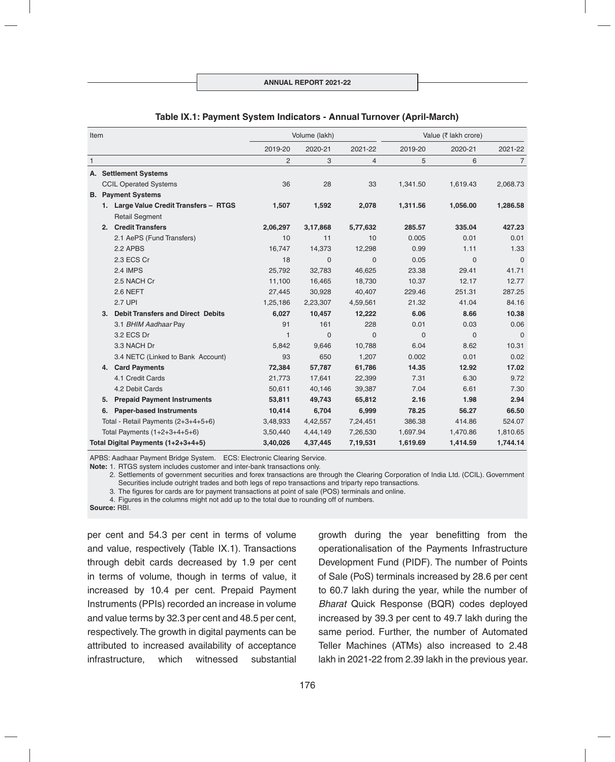**Table IX.1: Payment System Indicators - Annual Turnover (April-March)**

| Item | Volume (lakh) | | | Value (₹ lakh crore) | | |
|---|---|---|---|---|---|---|
| | 2019-20 | 2020-21 | 2021-22 | 2019-20 | 2020-21 | 2021-22 |
| 1 | 2 | 3 | 4 | 5 | 6 | 7 |
| **A. Settlement Systems** | | | | | | |
| CCIL Operated Systems | 36 | 28 | 33 | 1,341.50 | 1,619.43 | 2,068.73 |
| **B. Payment Systems** | | | | | | |
| **1. Large Value Credit Transfers – RTGS** | **1,507** | **1,592** | **2,078** | **1,311.56** | **1,056.00** | **1,286.58** |
| Retail Segment | | | | | | |
| **2. Credit Transfers** | **2,06,297** | **3,17,868** | **5,77,632** | **285.57** | **335.04** | **427.23** |
| 2.1 AePS (Fund Transfers) | 10 | 11 | 10 | 0.005 | 0.01 | 0.01 |
| 2.2 APBS | 16,747 | 14,373 | 12,298 | 0.99 | 1.11 | 1.33 |
| 2.3 ECS Cr | 18 | 0 | 0 | 0.05 | 0 | 0 |
| 2.4 IMPS | 25,792 | 32,783 | 46,625 | 23.38 | 29.41 | 41.71 |
| 2.5 NACH Cr | 11,100 | 16,465 | 18,730 | 10.37 | 12.17 | 12.77 |
| 2.6 NEFT | 27,445 | 30,928 | 40,407 | 229.46 | 251.31 | 287.25 |
| 2.7 UPI | 1,25,186 | 2,23,307 | 4,59,561 | 21.32 | 41.04 | 84.16 |
| **3. Debit Transfers and Direct Debits** | **6,027** | **10,457** | **12,222** | **6.06** | **8.66** | **10.38** |
| 3.1 *BHIM Aadhaar* Pay | 91 | 161 | 228 | 0.01 | 0.03 | 0.06 |
| 3.2 ECS Dr | 1 | 0 | 0 | 0 | 0 | 0 |
| 3.3 NACH Dr | 5,842 | 9,646 | 10,788 | 6.04 | 8.62 | 10.31 |
| 3.4 NETC (Linked to Bank Account) | 93 | 650 | 1,207 | 0.002 | 0.01 | 0.02 |
| **4. Card Payments** | **72,384** | **57,787** | **61,786** | **14.35** | **12.92** | **17.02** |
| 4.1 Credit Cards | 21,773 | 17,641 | 22,399 | 7.31 | 6.30 | 9.72 |
| 4.2 Debit Cards | 50,611 | 40,146 | 39,387 | 7.04 | 6.61 | 7.30 |
| **5. Prepaid Payment Instruments** | **53,811** | **49,743** | **65,812** | **2.16** | **1.98** | **2.94** |
| **6. Paper-based Instruments** | **10,414** | **6,704** | **6,999** | **78.25** | **56.27** | **66.50** |
| Total - Retail Payments (2+3+4+5+6) | 3,48,933 | 4,42,557 | 7,24,451 | 386.38 | 414.86 | 524.07 |
| Total Payments (1+2+3+4+5+6) | 3,50,440 | 4,44,149 | 7,26,530 | 1,697.94 | 1,470.86 | 1,810.65 |
| **Total Digital Payments (1+2+3+4+5)** | **3,40,026** | **4,37,445** | **7,19,531** | **1,619.69** | **1,414.59** | **1,744.14** |

APBS: Aadhaar Payment Bridge System. ECS: Electronic Clearing Service.

**Note:** 1. RTGS system includes customer and inter-bank transactions only.

2. Settlements of government securities and forex transactions are through the Clearing Corporation of India Ltd. (CCIL). Government Securities include outright trades and both legs of repo transactions and triparty repo transactions.

3. The figures for cards are for payment transactions at point of sale (POS) terminals and online.

4. Figures in the columns might not add up to the total due to rounding off of numbers.

**Source:** RBI.

per cent and 54.3 per cent in terms of volume and value, respectively (Table IX.1). Transactions through debit cards decreased by 1.9 per cent in terms of volume, though in terms of value, it increased by 10.4 per cent. Prepaid Payment Instruments (PPIs) recorded an increase in volume and value terms by 32.3 per cent and 48.5 per cent, respectively. The growth in digital payments can be attributed to increased availability of acceptance infrastructure, which witnessed substantial growth during the year benefitting from the operationalisation of the Payments Infrastructure Development Fund (PIDF). The number of Points of Sale (PoS) terminals increased by 28.6 per cent to 60.7 lakh during the year, while the number of *Bharat* Quick Response (BQR) codes deployed increased by 39.3 per cent to 49.7 lakh during the same period. Further, the number of Automated Teller Machines (ATMs) also increased to 2.48 lakh in 2021-22 from 2.39 lakh in the previous year.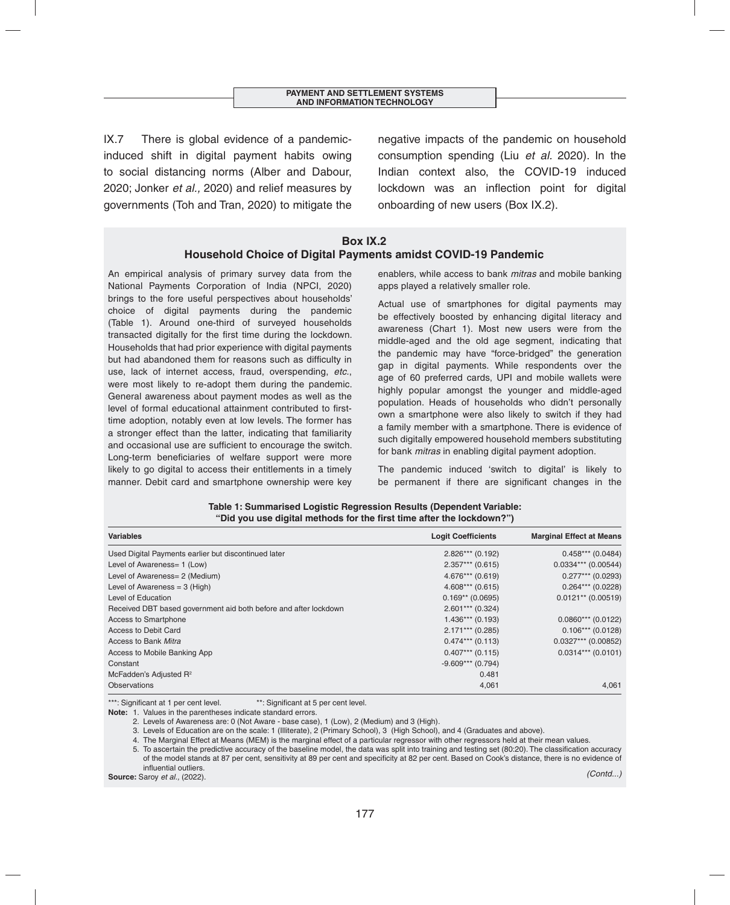IX.7 There is global evidence of a pandemic-induced shift in digital payment habits owing to social distancing norms (Alber and Dabour, 2020; Jonker *et al.,* 2020) and relief measures by governments (Toh and Tran, 2020) to mitigate the negative impacts of the pandemic on household consumption spending (Liu *et al.* 2020). In the Indian context also, the COVID-19 induced lockdown was an inflection point for digital onboarding of new users (Box IX.2).

### Box IX.2
### Household Choice of Digital Payments amidst COVID-19 Pandemic

An empirical analysis of primary survey data from the National Payments Corporation of India (NPCI, 2020) brings to the fore useful perspectives about households' choice of digital payments during the pandemic (Table 1). Around one-third of surveyed households transacted digitally for the first time during the lockdown. Households that had prior experience with digital payments but had abandoned them for reasons such as difficulty in use, lack of internet access, fraud, overspending, *etc.*, were most likely to re-adopt them during the pandemic. General awareness about payment modes as well as the level of formal educational attainment contributed to first-time adoption, notably even at low levels. The former has a stronger effect than the latter, indicating that familiarity and occasional use are sufficient to encourage the switch. Long-term beneficiaries of welfare support were more likely to go digital to access their entitlements in a timely manner. Debit card and smartphone ownership were key enablers, while access to bank *mitras* and mobile banking apps played a relatively smaller role.

Actual use of smartphones for digital payments may be effectively boosted by enhancing digital literacy and awareness (Chart 1). Most new users were from the middle-aged and the old age segment, indicating that the pandemic may have "force-bridged" the generation gap in digital payments. While respondents over the age of 60 preferred cards, UPI and mobile wallets were highly popular amongst the younger and middle-aged population. Heads of households who didn't personally own a smartphone were also likely to switch if they had a family member with a smartphone. There is evidence of such digitally empowered household members substituting for bank *mitras* in enabling digital payment adoption.

The pandemic induced 'switch to digital' is likely to be permanent if there are significant changes in the

**Table 1: Summarised Logistic Regression Results (Dependent Variable: "Did you use digital methods for the first time after the lockdown?")**

| Variables | Logit Coefficients | Marginal Effect at Means |
|---|---|---|
| Used Digital Payments earlier but discontinued later | 2.826*** (0.192) | 0.458*** (0.0484) |
| Level of Awareness= 1 (Low) | 2.357*** (0.615) | 0.0334*** (0.00544) |
| Level of Awareness= 2 (Medium) | 4.676*** (0.619) | 0.277*** (0.0293) |
| Level of Awareness = 3 (High) | 4.608*** (0.615) | 0.264*** (0.0228) |
| Level of Education | 0.169** (0.0695) | 0.0121** (0.00519) |
| Received DBT based government aid both before and after lockdown | 2.601*** (0.324) | |
| Access to Smartphone | 1.436*** (0.193) | 0.0860*** (0.0122) |
| Access to Debit Card | 2.171*** (0.285) | 0.106*** (0.0128) |
| Access to Bank *Mitra* | 0.474*** (0.113) | 0.0327*** (0.00852) |
| Access to Mobile Banking App | 0.407*** (0.115) | 0.0314*** (0.0101) |
| Constant | -9.609*** (0.794) | |
| McFadden's Adjusted $R^2$ | 0.481 | |
| Observations | 4,061 | 4,061 |

***: Significant at 1 per cent level. **: Significant at 5 per cent level.

**Note:** 1. Values in the parentheses indicate standard errors.
2. Levels of Awareness are: 0 (Not Aware - base case), 1 (Low), 2 (Medium) and 3 (High).
3. Levels of Education are on the scale: 1 (Illiterate), 2 (Primary School), 3 (High School), and 4 (Graduates and above).
4. The Marginal Effect at Means (MEM) is the marginal effect of a particular regressor with other regressors held at their mean values.
5. To ascertain the predictive accuracy of the baseline model, the data was split into training and testing set (80:20). The classification accuracy of the model stands at 87 per cent, sensitivity at 89 per cent and specificity at 82 per cent. Based on Cook's distance, there is no evidence of influential outliers.

**Source:** Saroy *et al.,* (2022).

*(Contd...)*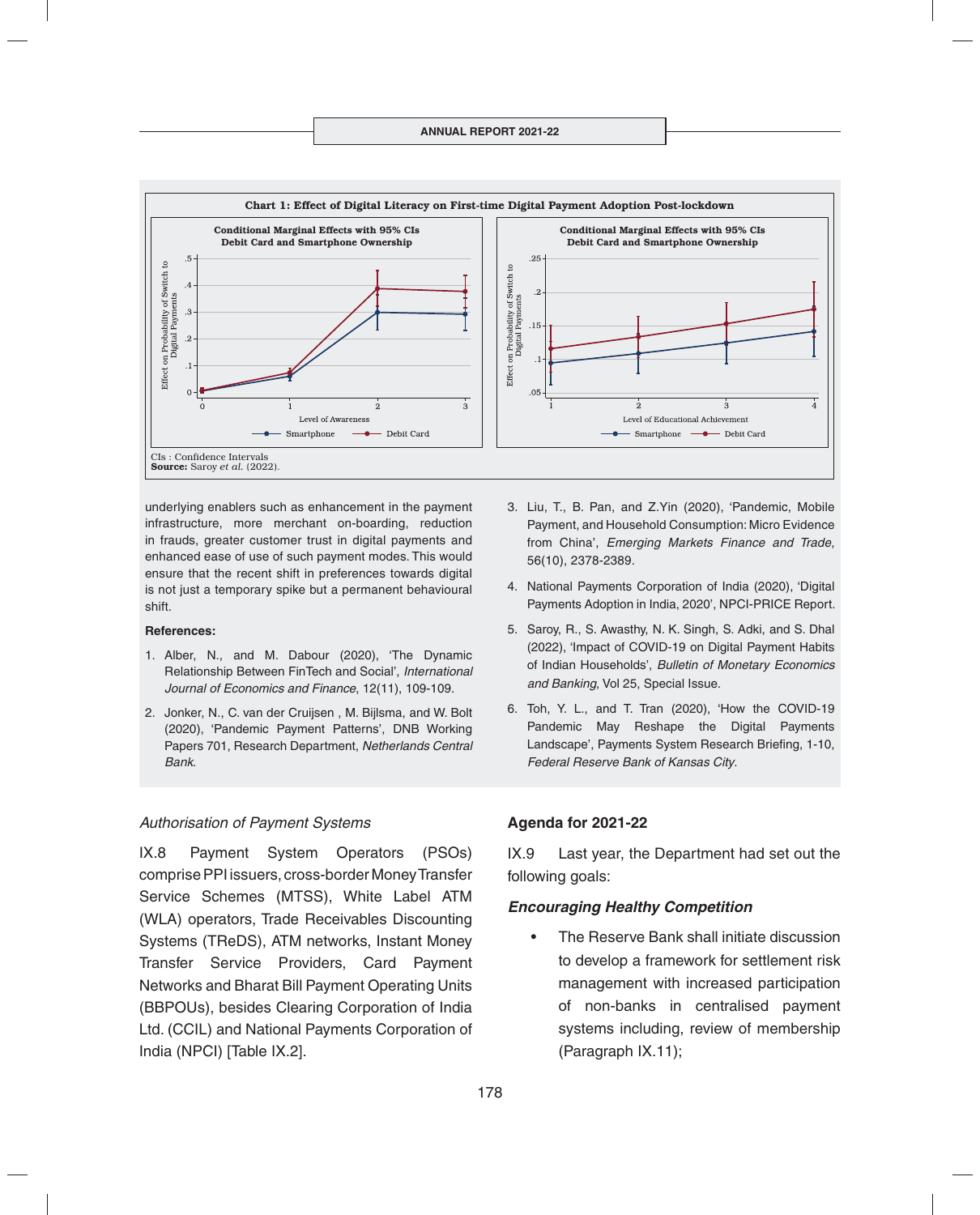**Chart 1: Effect of Digital Literacy on First-time Digital Payment Adoption Post-lockdown**

CIs : Confidence Intervals
**Source:** Saroy *et al.* (2022).

underlying enablers such as enhancement in the payment infrastructure, more merchant on-boarding, reduction in frauds, greater customer trust in digital payments and enhanced ease of use of such payment modes. This would ensure that the recent shift in preferences towards digital is not just a temporary spike but a permanent behavioural shift.

**References:**

1. Alber, N., and M. Dabour (2020), 'The Dynamic Relationship Between FinTech and Social', *International Journal of Economics and Finance*, 12(11), 109-109.
2. Jonker, N., C. van der Cruijsen , M. Bijlsma, and W. Bolt (2020), 'Pandemic Payment Patterns', DNB Working Papers 701, Research Department, *Netherlands Central Bank*.
3. Liu, T., B. Pan, and Z.Yin (2020), 'Pandemic, Mobile Payment, and Household Consumption: Micro Evidence from China', *Emerging Markets Finance and Trade*, 56(10), 2378-2389.
4. National Payments Corporation of India (2020), 'Digital Payments Adoption in India, 2020', NPCI-PRICE Report.
5. Saroy, R., S. Awasthy, N. K. Singh, S. Adki, and S. Dhal (2022), 'Impact of COVID-19 on Digital Payment Habits of Indian Households', *Bulletin of Monetary Economics and Banking*, Vol 25, Special Issue.
6. Toh, Y. L., and T. Tran (2020), 'How the COVID-19 Pandemic May Reshape the Digital Payments Landscape', Payments System Research Briefing, 1-10, *Federal Reserve Bank of Kansas City*.

*Authorisation of Payment Systems*

IX.8 Payment System Operators (PSOs) comprise PPI issuers, cross-border Money Transfer Service Schemes (MTSS), White Label ATM (WLA) operators, Trade Receivables Discounting Systems (TReDS), ATM networks, Instant Money Transfer Service Providers, Card Payment Networks and Bharat Bill Payment Operating Units (BBPOUs), besides Clearing Corporation of India Ltd. (CCIL) and National Payments Corporation of India (NPCI) [Table IX.2].

**Agenda for 2021-22**

IX.9 Last year, the Department had set out the following goals:

***Encouraging Healthy Competition***

- The Reserve Bank shall initiate discussion to develop a framework for settlement risk management with increased participation of non-banks in centralised payment systems including, review of membership (Paragraph IX.11);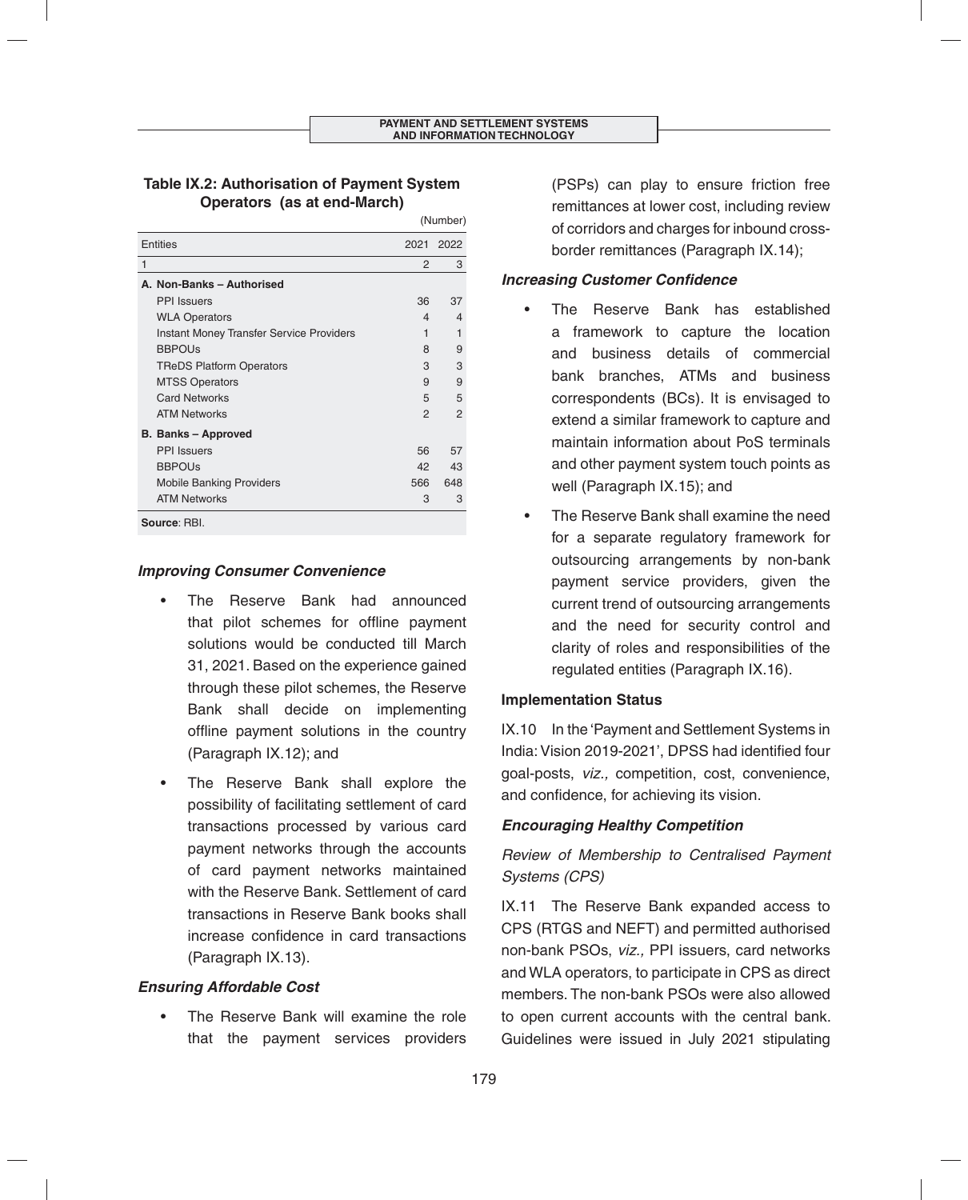**Table IX.2: Authorisation of Payment System Operators (as at end-March)**

(Number)

| Entities | 2021 | 2022 |
|---|---|---|
| 1 | 2 | 3 |
| **A. Non-Banks – Authorised** | | |
| PPI Issuers | 36 | 37 |
| WLA Operators | 4 | 4 |
| Instant Money Transfer Service Providers | 1 | 1 |
| BBPOUs | 8 | 9 |
| TReDS Platform Operators | 3 | 3 |
| MTSS Operators | 9 | 9 |
| Card Networks | 5 | 5 |
| ATM Networks | 2 | 2 |
| **B. Banks – Approved** | | |
| PPI Issuers | 56 | 57 |
| BBPOUs | 42 | 43 |
| Mobile Banking Providers | 566 | 648 |
| ATM Networks | 3 | 3 |

**Source**: RBI.

***Improving Consumer Convenience***

- The Reserve Bank had announced that pilot schemes for offline payment solutions would be conducted till March 31, 2021. Based on the experience gained through these pilot schemes, the Reserve Bank shall decide on implementing offline payment solutions in the country (Paragraph IX.12); and
- The Reserve Bank shall explore the possibility of facilitating settlement of card transactions processed by various card payment networks through the accounts of card payment networks maintained with the Reserve Bank. Settlement of card transactions in Reserve Bank books shall increase confidence in card transactions (Paragraph IX.13).

***Ensuring Affordable Cost***

- The Reserve Bank will examine the role that the payment services providers (PSPs) can play to ensure friction free remittances at lower cost, including review of corridors and charges for inbound cross-border remittances (Paragraph IX.14);

***Increasing Customer Confidence***

- The Reserve Bank has established a framework to capture the location and business details of commercial bank branches, ATMs and business correspondents (BCs). It is envisaged to extend a similar framework to capture and maintain information about PoS terminals and other payment system touch points as well (Paragraph IX.15); and
- The Reserve Bank shall examine the need for a separate regulatory framework for outsourcing arrangements by non-bank payment service providers, given the current trend of outsourcing arrangements and the need for security control and clarity of roles and responsibilities of the regulated entities (Paragraph IX.16).

**Implementation Status**

IX.10 In the 'Payment and Settlement Systems in India: Vision 2019-2021', DPSS had identified four goal-posts, *viz.,* competition, cost, convenience, and confidence, for achieving its vision.

***Encouraging Healthy Competition***

*Review of Membership to Centralised Payment Systems (CPS)*

IX.11 The Reserve Bank expanded access to CPS (RTGS and NEFT) and permitted authorised non-bank PSOs, *viz.,* PPI issuers, card networks and WLA operators, to participate in CPS as direct members. The non-bank PSOs were also allowed to open current accounts with the central bank. Guidelines were issued in July 2021 stipulating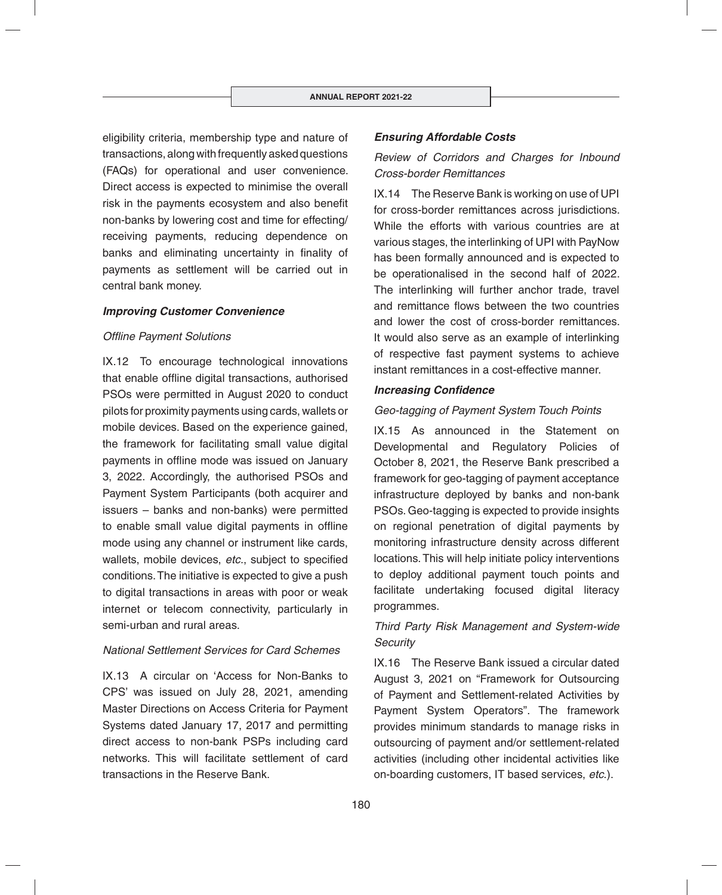eligibility criteria, membership type and nature of transactions, along with frequently asked questions (FAQs) for operational and user convenience. Direct access is expected to minimise the overall risk in the payments ecosystem and also benefit non-banks by lowering cost and time for effecting/ receiving payments, reducing dependence on banks and eliminating uncertainty in finality of payments as settlement will be carried out in central bank money.

***Improving Customer Convenience***

*Offline Payment Solutions*

IX.12 To encourage technological innovations that enable offline digital transactions, authorised PSOs were permitted in August 2020 to conduct pilots for proximity payments using cards, wallets or mobile devices. Based on the experience gained, the framework for facilitating small value digital payments in offline mode was issued on January 3, 2022. Accordingly, the authorised PSOs and Payment System Participants (both acquirer and issuers – banks and non-banks) were permitted to enable small value digital payments in offline mode using any channel or instrument like cards, wallets, mobile devices, *etc.*, subject to specified conditions. The initiative is expected to give a push to digital transactions in areas with poor or weak internet or telecom connectivity, particularly in semi-urban and rural areas.

*National Settlement Services for Card Schemes*

IX.13 A circular on 'Access for Non-Banks to CPS' was issued on July 28, 2021, amending Master Directions on Access Criteria for Payment Systems dated January 17, 2017 and permitting direct access to non-bank PSPs including card networks. This will facilitate settlement of card transactions in the Reserve Bank.

***Ensuring Affordable Costs***

*Review of Corridors and Charges for Inbound Cross-border Remittances*

IX.14 The Reserve Bank is working on use of UPI for cross-border remittances across jurisdictions. While the efforts with various countries are at various stages, the interlinking of UPI with PayNow has been formally announced and is expected to be operationalised in the second half of 2022. The interlinking will further anchor trade, travel and remittance flows between the two countries and lower the cost of cross-border remittances. It would also serve as an example of interlinking of respective fast payment systems to achieve instant remittances in a cost-effective manner.

***Increasing Confidence***

*Geo-tagging of Payment System Touch Points*

IX.15 As announced in the Statement on Developmental and Regulatory Policies of October 8, 2021, the Reserve Bank prescribed a framework for geo-tagging of payment acceptance infrastructure deployed by banks and non-bank PSOs. Geo-tagging is expected to provide insights on regional penetration of digital payments by monitoring infrastructure density across different locations. This will help initiate policy interventions to deploy additional payment touch points and facilitate undertaking focused digital literacy programmes.

*Third Party Risk Management and System-wide Security*

IX.16 The Reserve Bank issued a circular dated August 3, 2021 on "Framework for Outsourcing of Payment and Settlement-related Activities by Payment System Operators". The framework provides minimum standards to manage risks in outsourcing of payment and/or settlement-related activities (including other incidental activities like on-boarding customers, IT based services, *etc.*).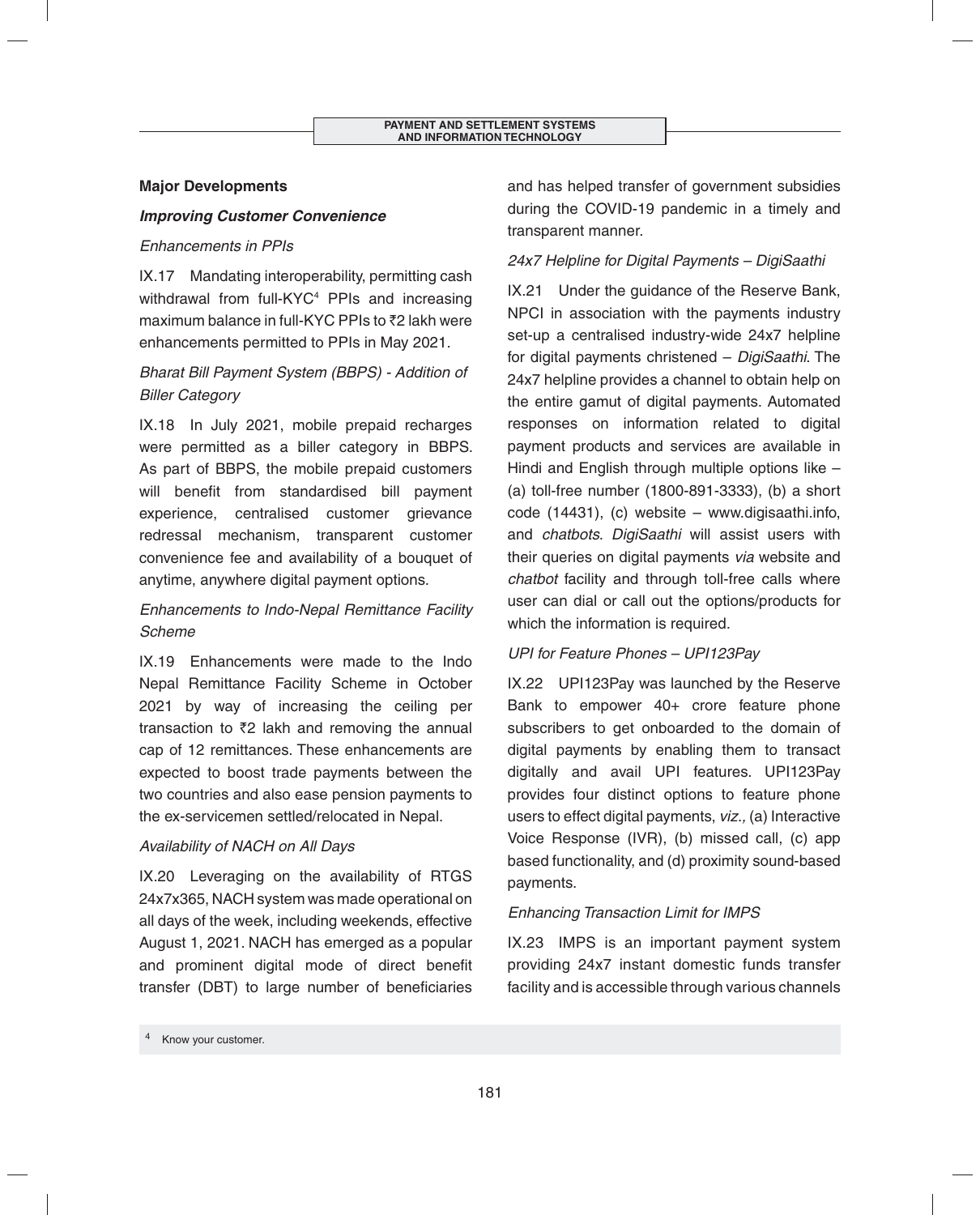## Major Developments

### *Improving Customer Convenience*

*Enhancements in PPIs*

IX.17 Mandating interoperability, permitting cash withdrawal from full-KYC[4] PPIs and increasing maximum balance in full-KYC PPIs to ₹2 lakh were enhancements permitted to PPIs in May 2021.

*Bharat Bill Payment System (BBPS) - Addition of Biller Category*

IX.18 In July 2021, mobile prepaid recharges were permitted as a biller category in BBPS. As part of BBPS, the mobile prepaid customers will benefit from standardised bill payment experience, centralised customer grievance redressal mechanism, transparent customer convenience fee and availability of a bouquet of anytime, anywhere digital payment options.

*Enhancements to Indo-Nepal Remittance Facility Scheme*

IX.19 Enhancements were made to the Indo Nepal Remittance Facility Scheme in October 2021 by way of increasing the ceiling per transaction to ₹2 lakh and removing the annual cap of 12 remittances. These enhancements are expected to boost trade payments between the two countries and also ease pension payments to the ex-servicemen settled/relocated in Nepal.

*Availability of NACH on All Days*

IX.20 Leveraging on the availability of RTGS 24x7x365, NACH system was made operational on all days of the week, including weekends, effective August 1, 2021. NACH has emerged as a popular and prominent digital mode of direct benefit transfer (DBT) to large number of beneficiaries and has helped transfer of government subsidies during the COVID-19 pandemic in a timely and transparent manner.

*24x7 Helpline for Digital Payments – DigiSaathi*

IX.21 Under the guidance of the Reserve Bank, NPCI in association with the payments industry set-up a centralised industry-wide 24x7 helpline for digital payments christened – *DigiSaathi*. The 24x7 helpline provides a channel to obtain help on the entire gamut of digital payments. Automated responses on information related to digital payment products and services are available in Hindi and English through multiple options like – (a) toll-free number (1800-891-3333), (b) a short code (14431), (c) website – www.digisaathi.info, and *chatbots*. *DigiSaathi* will assist users with their queries on digital payments *via* website and *chatbot* facility and through toll-free calls where user can dial or call out the options/products for which the information is required.

*UPI for Feature Phones – UPI123Pay*

IX.22 UPI123Pay was launched by the Reserve Bank to empower 40+ crore feature phone subscribers to get onboarded to the domain of digital payments by enabling them to transact digitally and avail UPI features. UPI123Pay provides four distinct options to feature phone users to effect digital payments, *viz.,* (a) Interactive Voice Response (IVR), (b) missed call, (c) app based functionality, and (d) proximity sound-based payments.

*Enhancing Transaction Limit for IMPS*

IX.23 IMPS is an important payment system providing 24x7 instant domestic funds transfer facility and is accessible through various channels

---

[4] Know your customer.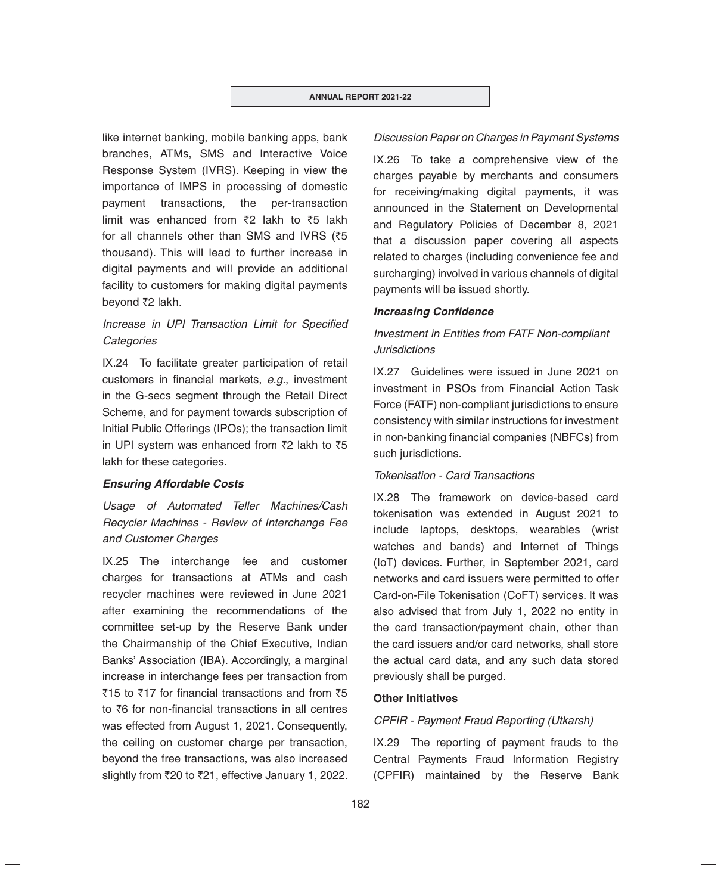like internet banking, mobile banking apps, bank branches, ATMs, SMS and Interactive Voice Response System (IVRS). Keeping in view the importance of IMPS in processing of domestic payment transactions, the per-transaction limit was enhanced from ₹2 lakh to ₹5 lakh for all channels other than SMS and IVRS (₹5 thousand). This will lead to further increase in digital payments and will provide an additional facility to customers for making digital payments beyond ₹2 lakh.

*Increase in UPI Transaction Limit for Specified Categories*

IX.24 To facilitate greater participation of retail customers in financial markets, *e.g.*, investment in the G-secs segment through the Retail Direct Scheme, and for payment towards subscription of Initial Public Offerings (IPOs); the transaction limit in UPI system was enhanced from ₹2 lakh to ₹5 lakh for these categories.

***Ensuring Affordable Costs***

*Usage of Automated Teller Machines/Cash Recycler Machines - Review of Interchange Fee and Customer Charges*

IX.25 The interchange fee and customer charges for transactions at ATMs and cash recycler machines were reviewed in June 2021 after examining the recommendations of the committee set-up by the Reserve Bank under the Chairmanship of the Chief Executive, Indian Banks' Association (IBA). Accordingly, a marginal increase in interchange fees per transaction from ₹15 to ₹17 for financial transactions and from ₹5 to ₹6 for non-financial transactions in all centres was effected from August 1, 2021. Consequently, the ceiling on customer charge per transaction, beyond the free transactions, was also increased slightly from ₹20 to ₹21, effective January 1, 2022.

*Discussion Paper on Charges in Payment Systems*

IX.26 To take a comprehensive view of the charges payable by merchants and consumers for receiving/making digital payments, it was announced in the Statement on Developmental and Regulatory Policies of December 8, 2021 that a discussion paper covering all aspects related to charges (including convenience fee and surcharging) involved in various channels of digital payments will be issued shortly.

***Increasing Confidence***

*Investment in Entities from FATF Non-compliant Jurisdictions*

IX.27 Guidelines were issued in June 2021 on investment in PSOs from Financial Action Task Force (FATF) non-compliant jurisdictions to ensure consistency with similar instructions for investment in non-banking financial companies (NBFCs) from such jurisdictions.

*Tokenisation - Card Transactions*

IX.28 The framework on device-based card tokenisation was extended in August 2021 to include laptops, desktops, wearables (wrist watches and bands) and Internet of Things (IoT) devices. Further, in September 2021, card networks and card issuers were permitted to offer Card-on-File Tokenisation (CoFT) services. It was also advised that from July 1, 2022 no entity in the card transaction/payment chain, other than the card issuers and/or card networks, shall store the actual card data, and any such data stored previously shall be purged.

**Other Initiatives**

*CPFIR - Payment Fraud Reporting (Utkarsh)*

IX.29 The reporting of payment frauds to the Central Payments Fraud Information Registry (CPFIR) maintained by the Reserve Bank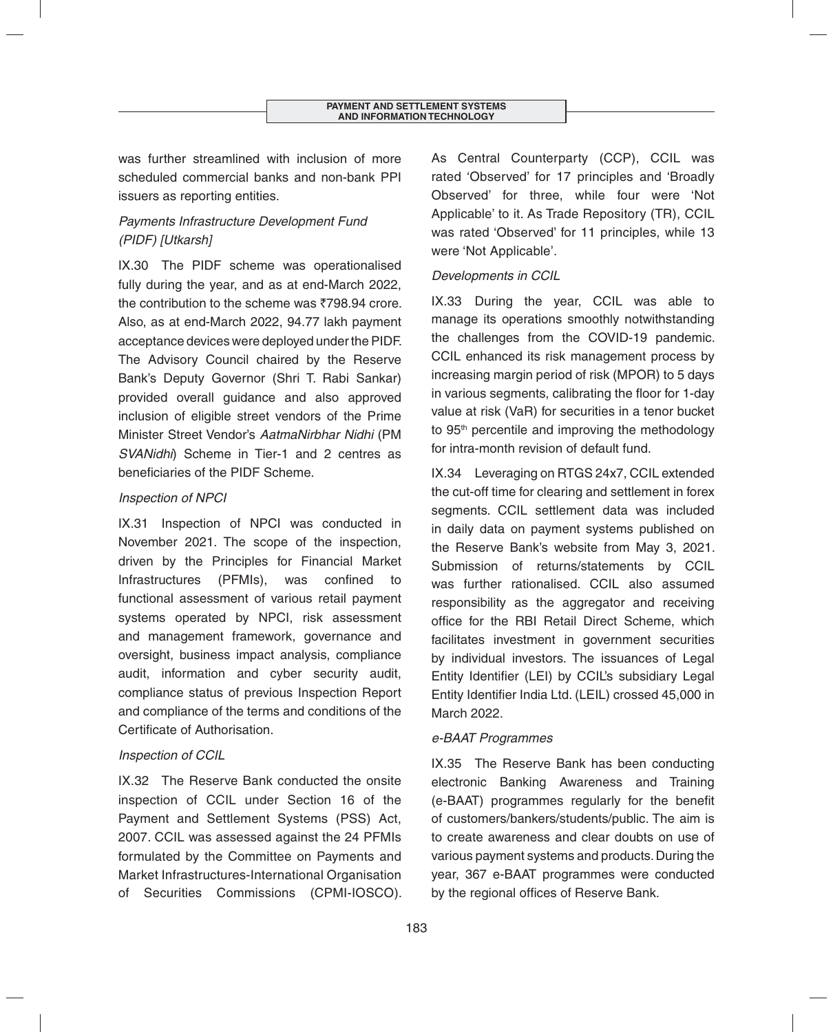was further streamlined with inclusion of more scheduled commercial banks and non-bank PPI issuers as reporting entities.

*Payments Infrastructure Development Fund (PIDF) [Utkarsh]*

IX.30 The PIDF scheme was operationalised fully during the year, and as at end-March 2022, the contribution to the scheme was ₹798.94 crore. Also, as at end-March 2022, 94.77 lakh payment acceptance devices were deployed under the PIDF. The Advisory Council chaired by the Reserve Bank's Deputy Governor (Shri T. Rabi Sankar) provided overall guidance and also approved inclusion of eligible street vendors of the Prime Minister Street Vendor's *AatmaNirbhar Nidhi* (PM *SVANidhi*) Scheme in Tier-1 and 2 centres as beneficiaries of the PIDF Scheme.

*Inspection of NPCI*

IX.31 Inspection of NPCI was conducted in November 2021. The scope of the inspection, driven by the Principles for Financial Market Infrastructures (PFMIs), was confined to functional assessment of various retail payment systems operated by NPCI, risk assessment and management framework, governance and oversight, business impact analysis, compliance audit, information and cyber security audit, compliance status of previous Inspection Report and compliance of the terms and conditions of the Certificate of Authorisation.

*Inspection of CCIL*

IX.32 The Reserve Bank conducted the onsite inspection of CCIL under Section 16 of the Payment and Settlement Systems (PSS) Act, 2007. CCIL was assessed against the 24 PFMIs formulated by the Committee on Payments and Market Infrastructures-International Organisation of Securities Commissions (CPMI-IOSCO). As Central Counterparty (CCP), CCIL was rated 'Observed' for 17 principles and 'Broadly Observed' for three, while four were 'Not Applicable' to it. As Trade Repository (TR), CCIL was rated 'Observed' for 11 principles, while 13 were 'Not Applicable'.

*Developments in CCIL*

IX.33 During the year, CCIL was able to manage its operations smoothly notwithstanding the challenges from the COVID-19 pandemic. CCIL enhanced its risk management process by increasing margin period of risk (MPOR) to 5 days in various segments, calibrating the floor for 1-day value at risk (VaR) for securities in a tenor bucket to 95th percentile and improving the methodology for intra-month revision of default fund.

IX.34 Leveraging on RTGS 24x7, CCIL extended the cut-off time for clearing and settlement in forex segments. CCIL settlement data was included in daily data on payment systems published on the Reserve Bank's website from May 3, 2021. Submission of returns/statements by CCIL was further rationalised. CCIL also assumed responsibility as the aggregator and receiving office for the RBI Retail Direct Scheme, which facilitates investment in government securities by individual investors. The issuances of Legal Entity Identifier (LEI) by CCIL's subsidiary Legal Entity Identifier India Ltd. (LEIL) crossed 45,000 in March 2022.

*e-BAAT Programmes*

IX.35 The Reserve Bank has been conducting electronic Banking Awareness and Training (e-BAAT) programmes regularly for the benefit of customers/bankers/students/public. The aim is to create awareness and clear doubts on use of various payment systems and products. During the year, 367 e-BAAT programmes were conducted by the regional offices of Reserve Bank.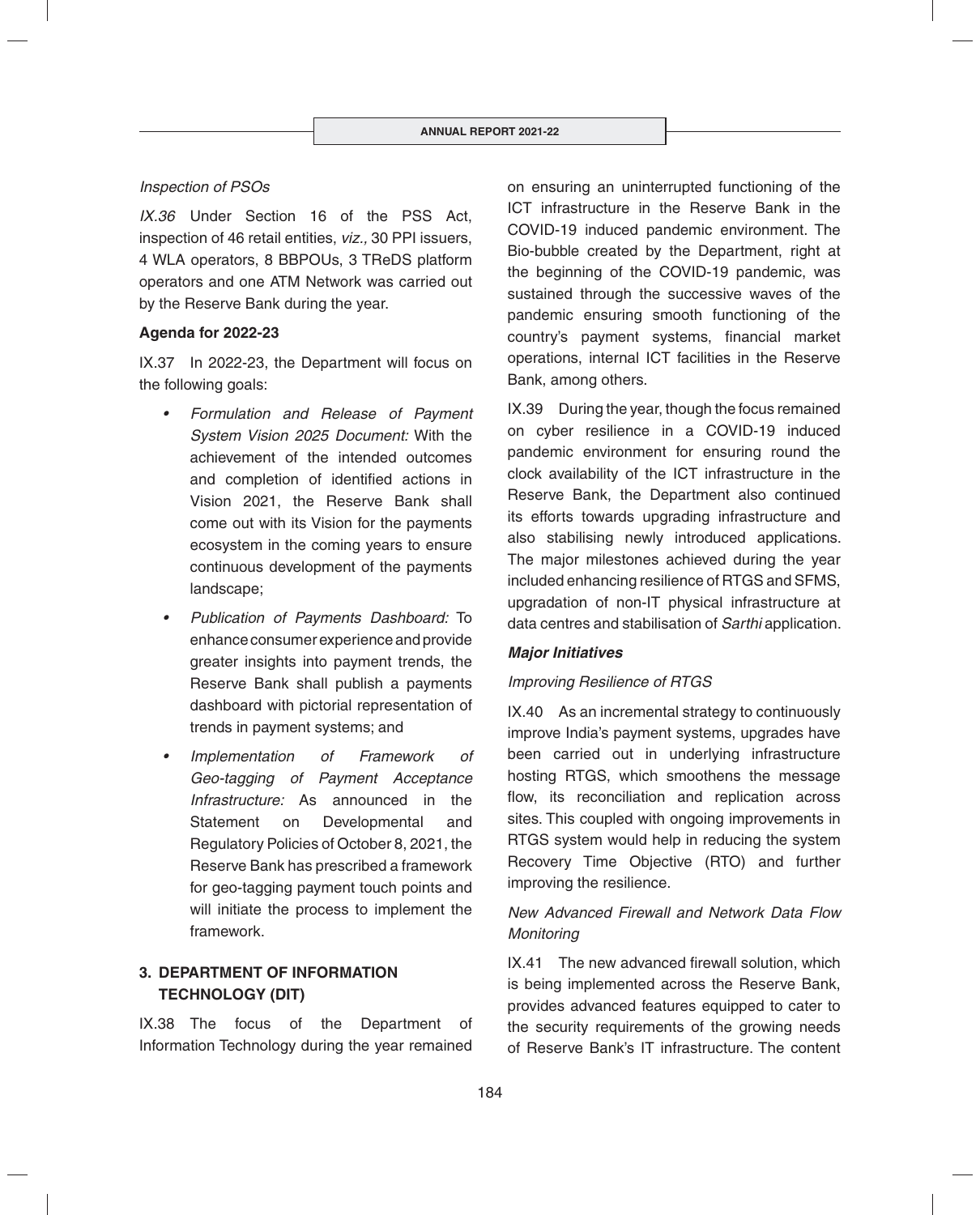*Inspection of PSOs*

*IX.36* Under Section 16 of the PSS Act, inspection of 46 retail entities, *viz.,* 30 PPI issuers, 4 WLA operators, 8 BBPOUs, 3 TReDS platform operators and one ATM Network was carried out by the Reserve Bank during the year.

**Agenda for 2022-23**

IX.37 In 2022-23, the Department will focus on the following goals:

- *Formulation and Release of Payment System Vision 2025 Document:* With the achievement of the intended outcomes and completion of identified actions in Vision 2021, the Reserve Bank shall come out with its Vision for the payments ecosystem in the coming years to ensure continuous development of the payments landscape;
- *Publication of Payments Dashboard:* To enhance consumer experience and provide greater insights into payment trends, the Reserve Bank shall publish a payments dashboard with pictorial representation of trends in payment systems; and
- *Implementation of Framework of Geo-tagging of Payment Acceptance Infrastructure:* As announced in the Statement on Developmental and Regulatory Policies of October 8, 2021, the Reserve Bank has prescribed a framework for geo-tagging payment touch points and will initiate the process to implement the framework.

## 3. DEPARTMENT OF INFORMATION TECHNOLOGY (DIT)

IX.38 The focus of the Department of Information Technology during the year remained on ensuring an uninterrupted functioning of the ICT infrastructure in the Reserve Bank in the COVID-19 induced pandemic environment. The Bio-bubble created by the Department, right at the beginning of the COVID-19 pandemic, was sustained through the successive waves of the pandemic ensuring smooth functioning of the country's payment systems, financial market operations, internal ICT facilities in the Reserve Bank, among others.

IX.39 During the year, though the focus remained on cyber resilience in a COVID-19 induced pandemic environment for ensuring round the clock availability of the ICT infrastructure in the Reserve Bank, the Department also continued its efforts towards upgrading infrastructure and also stabilising newly introduced applications. The major milestones achieved during the year included enhancing resilience of RTGS and SFMS, upgradation of non-IT physical infrastructure at data centres and stabilisation of *Sarthi* application.

***Major Initiatives***

*Improving Resilience of RTGS*

IX.40 As an incremental strategy to continuously improve India's payment systems, upgrades have been carried out in underlying infrastructure hosting RTGS, which smoothens the message flow, its reconciliation and replication across sites. This coupled with ongoing improvements in RTGS system would help in reducing the system Recovery Time Objective (RTO) and further improving the resilience.

*New Advanced Firewall and Network Data Flow Monitoring*

IX.41 The new advanced firewall solution, which is being implemented across the Reserve Bank, provides advanced features equipped to cater to the security requirements of the growing needs of Reserve Bank's IT infrastructure. The content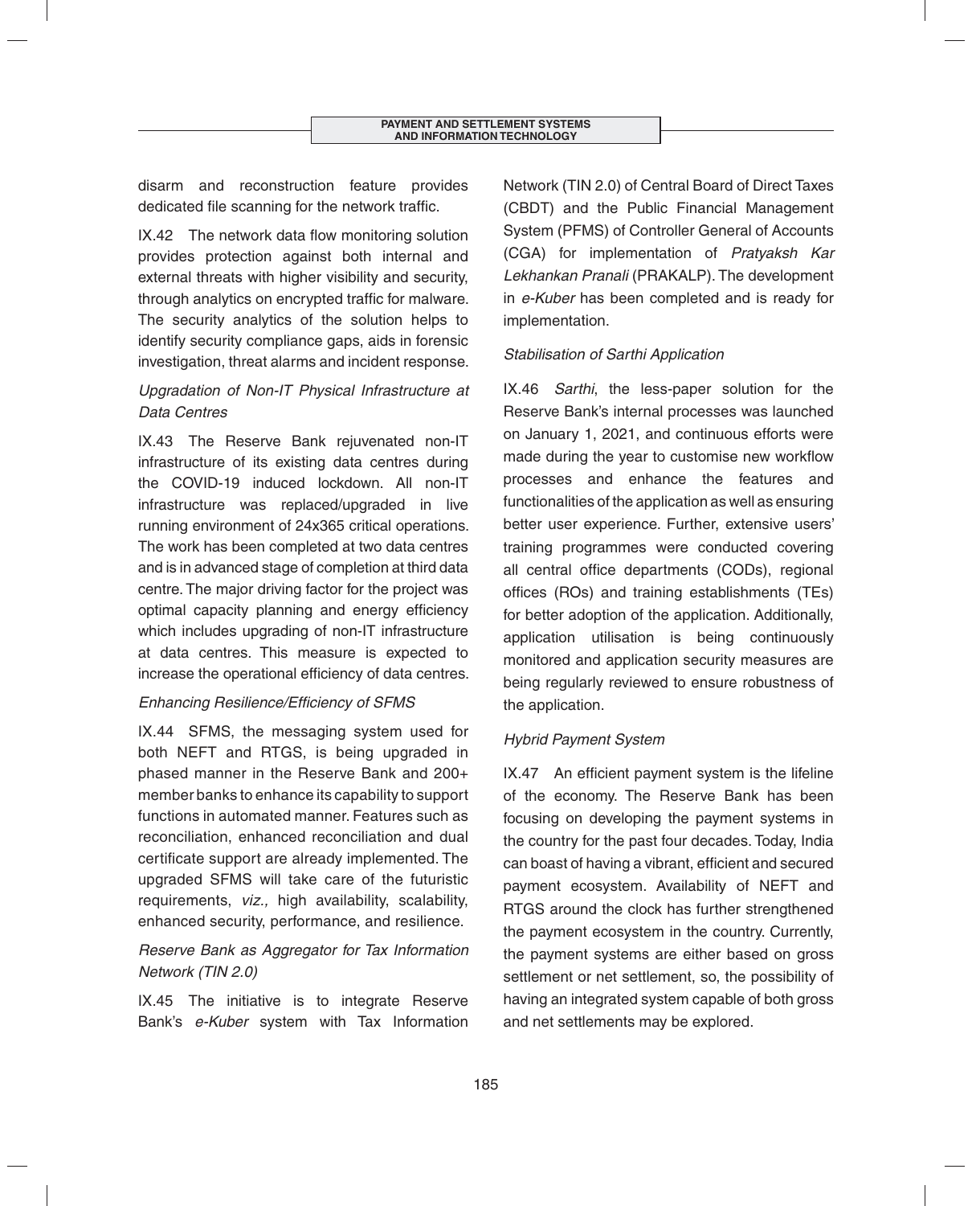disarm and reconstruction feature provides dedicated file scanning for the network traffic.

IX.42 The network data flow monitoring solution provides protection against both internal and external threats with higher visibility and security, through analytics on encrypted traffic for malware. The security analytics of the solution helps to identify security compliance gaps, aids in forensic investigation, threat alarms and incident response.

*Upgradation of Non-IT Physical Infrastructure at Data Centres*

IX.43 The Reserve Bank rejuvenated non-IT infrastructure of its existing data centres during the COVID-19 induced lockdown. All non-IT infrastructure was replaced/upgraded in live running environment of 24x365 critical operations. The work has been completed at two data centres and is in advanced stage of completion at third data centre. The major driving factor for the project was optimal capacity planning and energy efficiency which includes upgrading of non-IT infrastructure at data centres. This measure is expected to increase the operational efficiency of data centres.

*Enhancing Resilience/Efficiency of SFMS*

IX.44 SFMS, the messaging system used for both NEFT and RTGS, is being upgraded in phased manner in the Reserve Bank and 200+ member banks to enhance its capability to support functions in automated manner. Features such as reconciliation, enhanced reconciliation and dual certificate support are already implemented. The upgraded SFMS will take care of the futuristic requirements, *viz.,* high availability, scalability, enhanced security, performance, and resilience.

*Reserve Bank as Aggregator for Tax Information Network (TIN 2.0)*

IX.45 The initiative is to integrate Reserve Bank's *e-Kuber* system with Tax Information Network (TIN 2.0) of Central Board of Direct Taxes (CBDT) and the Public Financial Management System (PFMS) of Controller General of Accounts (CGA) for implementation of *Pratyaksh Kar Lekhankan Pranali* (PRAKALP). The development in *e-Kuber* has been completed and is ready for implementation.

*Stabilisation of Sarthi Application*

IX.46 *Sarthi*, the less-paper solution for the Reserve Bank's internal processes was launched on January 1, 2021, and continuous efforts were made during the year to customise new workflow processes and enhance the features and functionalities of the application as well as ensuring better user experience. Further, extensive users' training programmes were conducted covering all central office departments (CODs), regional offices (ROs) and training establishments (TEs) for better adoption of the application. Additionally, application utilisation is being continuously monitored and application security measures are being regularly reviewed to ensure robustness of the application.

*Hybrid Payment System*

IX.47 An efficient payment system is the lifeline of the economy. The Reserve Bank has been focusing on developing the payment systems in the country for the past four decades. Today, India can boast of having a vibrant, efficient and secured payment ecosystem. Availability of NEFT and RTGS around the clock has further strengthened the payment ecosystem in the country. Currently, the payment systems are either based on gross settlement or net settlement, so, the possibility of having an integrated system capable of both gross and net settlements may be explored.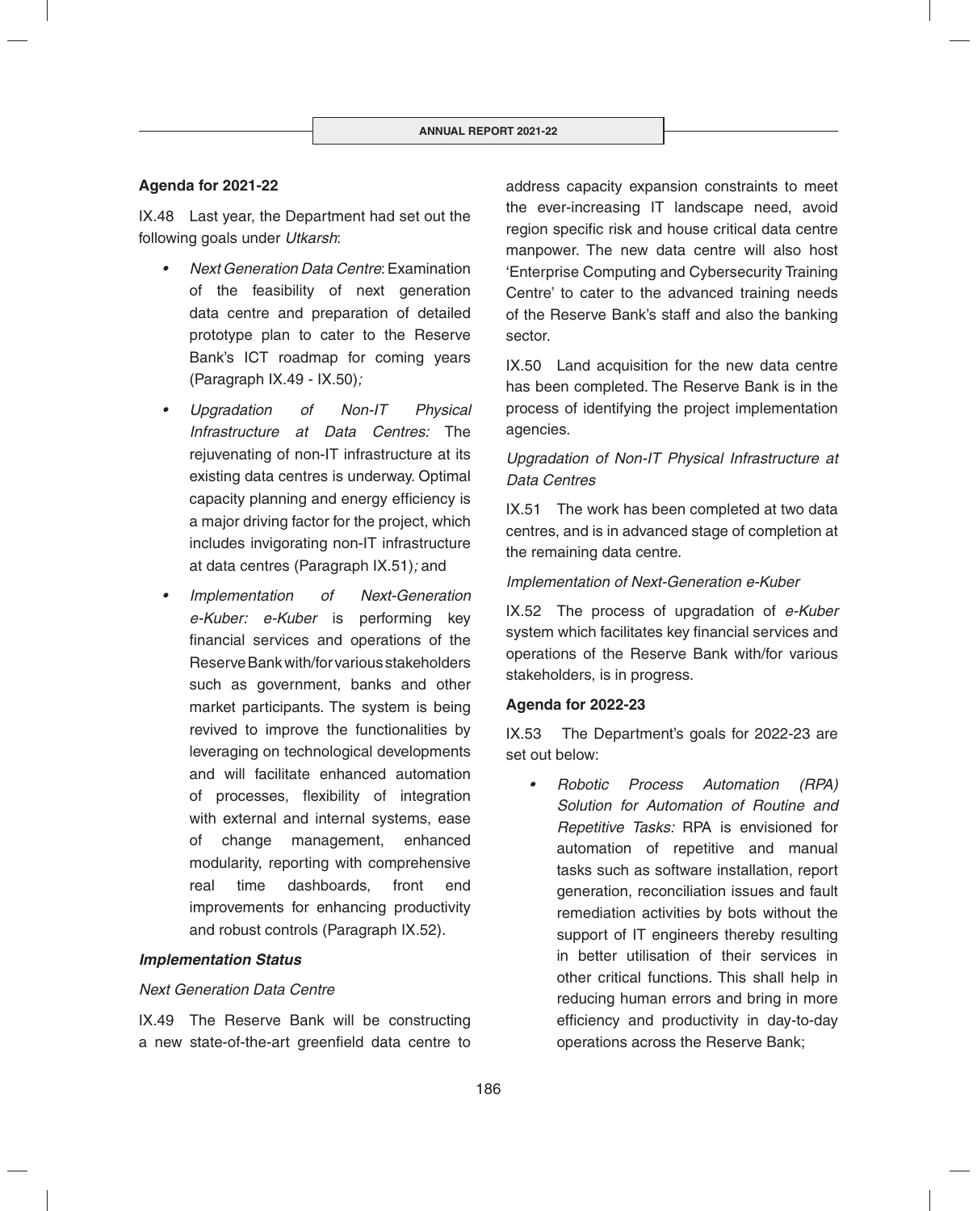### Agenda for 2021-22

IX.48 Last year, the Department had set out the following goals under *Utkarsh*:

- *Next Generation Data Centre*: Examination of the feasibility of next generation data centre and preparation of detailed prototype plan to cater to the Reserve Bank's ICT roadmap for coming years (Paragraph IX.49 - IX.50)*;*
- *Upgradation of Non-IT Physical Infrastructure at Data Centres:* The rejuvenating of non-IT infrastructure at its existing data centres is underway. Optimal capacity planning and energy efficiency is a major driving factor for the project, which includes invigorating non-IT infrastructure at data centres (Paragraph IX.51)*;* and
- *Implementation of Next-Generation e-Kuber: e-Kuber* is performing key financial services and operations of the Reserve Bank with/for various stakeholders such as government, banks and other market participants. The system is being revived to improve the functionalities by leveraging on technological developments and will facilitate enhanced automation of processes, flexibility of integration with external and internal systems, ease of change management, enhanced modularity, reporting with comprehensive real time dashboards, front end improvements for enhancing productivity and robust controls (Paragraph IX.52).

#### *Implementation Status*

*Next Generation Data Centre*

IX.49 The Reserve Bank will be constructing a new state-of-the-art greenfield data centre to address capacity expansion constraints to meet the ever-increasing IT landscape need, avoid region specific risk and house critical data centre manpower. The new data centre will also host 'Enterprise Computing and Cybersecurity Training Centre' to cater to the advanced training needs of the Reserve Bank's staff and also the banking sector.

IX.50 Land acquisition for the new data centre has been completed. The Reserve Bank is in the process of identifying the project implementation agencies.

*Upgradation of Non-IT Physical Infrastructure at Data Centres*

IX.51 The work has been completed at two data centres, and is in advanced stage of completion at the remaining data centre.

*Implementation of Next-Generation e-Kuber*

IX.52 The process of upgradation of *e-Kuber* system which facilitates key financial services and operations of the Reserve Bank with/for various stakeholders, is in progress.

### Agenda for 2022-23

IX.53 The Department's goals for 2022-23 are set out below:

- *Robotic Process Automation (RPA) Solution for Automation of Routine and Repetitive Tasks:* RPA is envisioned for automation of repetitive and manual tasks such as software installation, report generation, reconciliation issues and fault remediation activities by bots without the support of IT engineers thereby resulting in better utilisation of their services in other critical functions. This shall help in reducing human errors and bring in more efficiency and productivity in day-to-day operations across the Reserve Bank;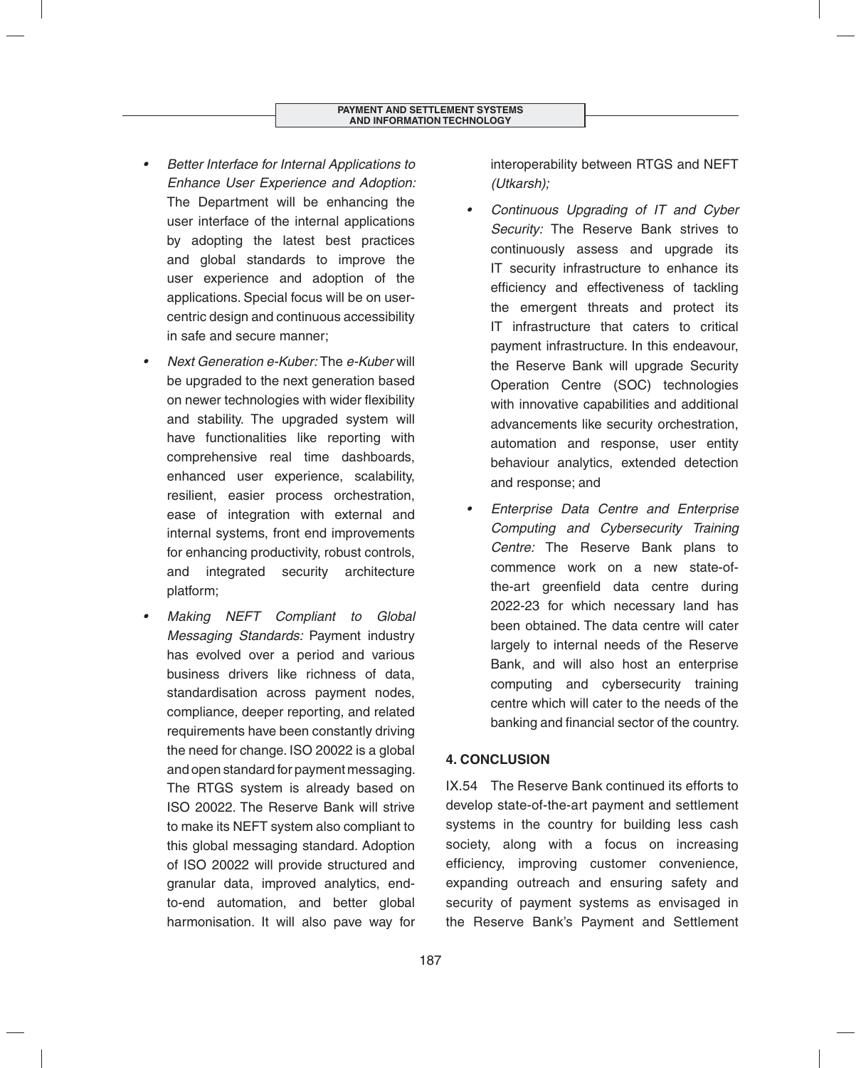- *Better Interface for Internal Applications to Enhance User Experience and Adoption:* The Department will be enhancing the user interface of the internal applications by adopting the latest best practices and global standards to improve the user experience and adoption of the applications. Special focus will be on user-centric design and continuous accessibility in safe and secure manner;

- *Next Generation e-Kuber:* The *e-Kuber* will be upgraded to the next generation based on newer technologies with wider flexibility and stability. The upgraded system will have functionalities like reporting with comprehensive real time dashboards, enhanced user experience, scalability, resilient, easier process orchestration, ease of integration with external and internal systems, front end improvements for enhancing productivity, robust controls, and integrated security architecture platform;

- *Making NEFT Compliant to Global Messaging Standards:* Payment industry has evolved over a period and various business drivers like richness of data, standardisation across payment nodes, compliance, deeper reporting, and related requirements have been constantly driving the need for change. ISO 20022 is a global and open standard for payment messaging. The RTGS system is already based on ISO 20022. The Reserve Bank will strive to make its NEFT system also compliant to this global messaging standard. Adoption of ISO 20022 will provide structured and granular data, improved analytics, end-to-end automation, and better global harmonisation. It will also pave way for interoperability between RTGS and NEFT *(Utkarsh);*

- *Continuous Upgrading of IT and Cyber Security:* The Reserve Bank strives to continuously assess and upgrade its IT security infrastructure to enhance its efficiency and effectiveness of tackling the emergent threats and protect its IT infrastructure that caters to critical payment infrastructure. In this endeavour, the Reserve Bank will upgrade Security Operation Centre (SOC) technologies with innovative capabilities and additional advancements like security orchestration, automation and response, user entity behaviour analytics, extended detection and response; and

- *Enterprise Data Centre and Enterprise Computing and Cybersecurity Training Centre:* The Reserve Bank plans to commence work on a new state-of-the-art greenfield data centre during 2022-23 for which necessary land has been obtained. The data centre will cater largely to internal needs of the Reserve Bank, and will also host an enterprise computing and cybersecurity training centre which will cater to the needs of the banking and financial sector of the country.

## 4. CONCLUSION

IX.54 The Reserve Bank continued its efforts to develop state-of-the-art payment and settlement systems in the country for building less cash society, along with a focus on increasing efficiency, improving customer convenience, expanding outreach and ensuring safety and security of payment systems as envisaged in the Reserve Bank's Payment and Settlement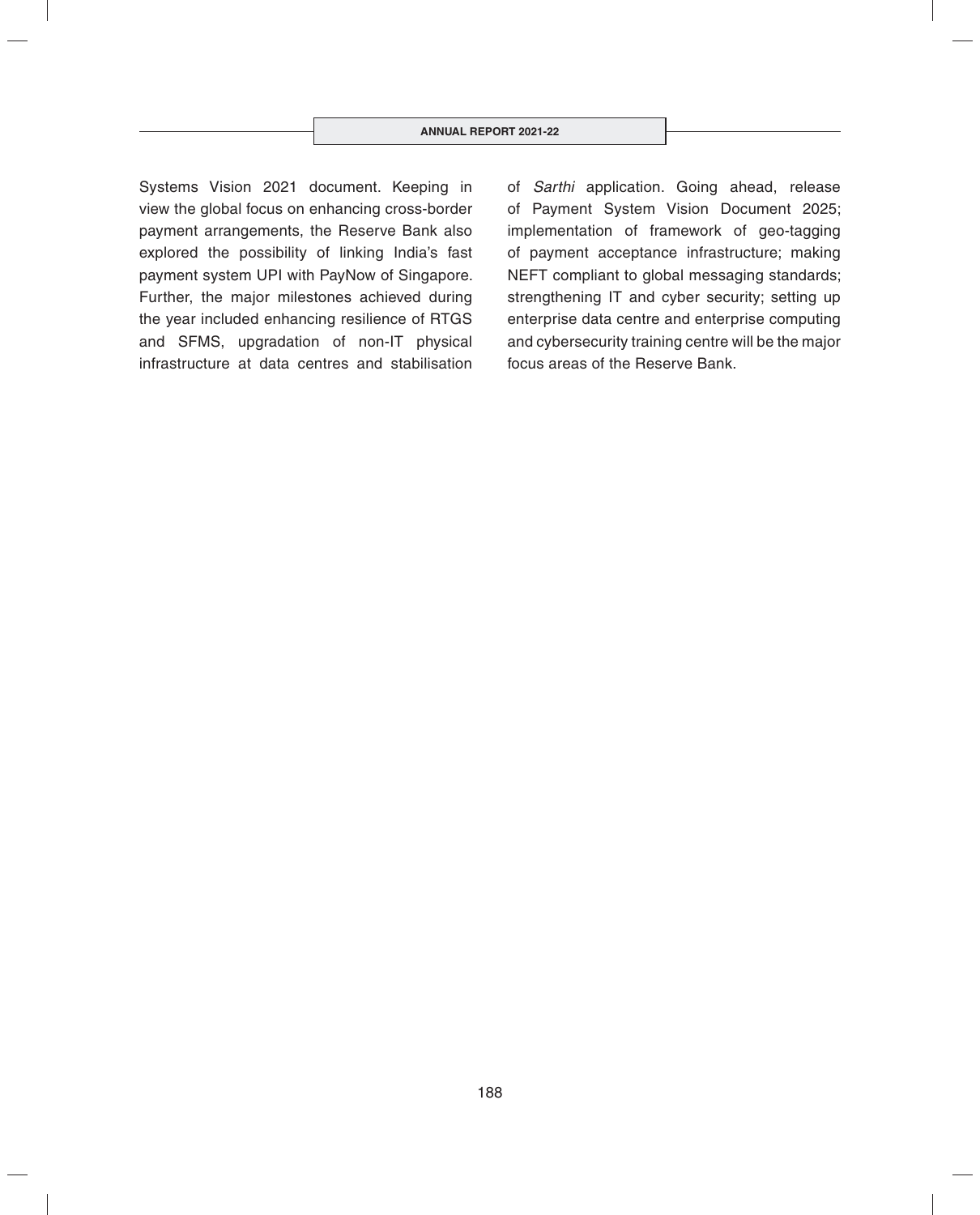Systems Vision 2021 document. Keeping in view the global focus on enhancing cross-border payment arrangements, the Reserve Bank also explored the possibility of linking India's fast payment system UPI with PayNow of Singapore. Further, the major milestones achieved during the year included enhancing resilience of RTGS and SFMS, upgradation of non-IT physical infrastructure at data centres and stabilisation of *Sarthi* application. Going ahead, release of Payment System Vision Document 2025; implementation of framework of geo-tagging of payment acceptance infrastructure; making NEFT compliant to global messaging standards; strengthening IT and cyber security; setting up enterprise data centre and enterprise computing and cybersecurity training centre will be the major focus areas of the Reserve Bank.